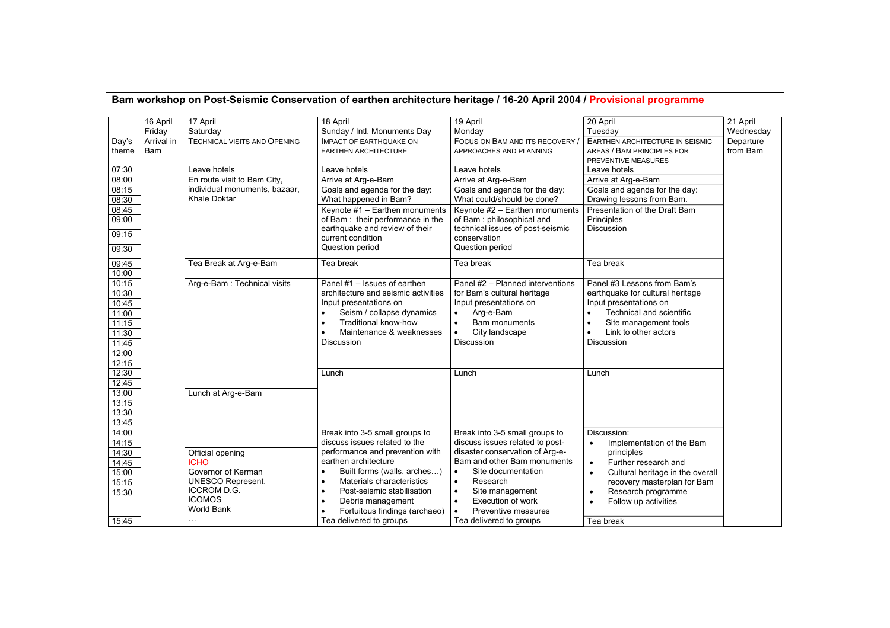# Bam workshop on Post-Seismic Conservation of earthen architecture heritage / 16-20 April 2004 / Provisional programme

| | 16 April Friday | 17 April Saturday | 18 April Sunday / Intl. Monuments Day | 19 April Monday | 20 April Tuesday | 21 April Wednesday |
|---|---|---|---|---|---|---|
| Day's theme | Arrival in Bam | TECHNICAL VISITS AND OPENING | IMPACT OF EARTHQUAKE ON EARTHEN ARCHITECTURE | FOCUS ON BAM AND ITS RECOVERY / APPROACHES AND PLANNING | EARTHEN ARCHITECTURE IN SEISMIC AREAS / BAM PRINCIPLES FOR PREVENTIVE MEASURES | Departure from Bam |
| 07:30 | | Leave hotels | Leave hotels | Leave hotels | Leave hotels | |
| 08:00 | | En route visit to Bam City, individual monuments, bazaar, Khale Doktar | Arrive at Arg-e-Bam | Arrive at Arg-e-Bam | Arrive at Arg-e-Bam | |
| 08:15 – 08:30 | | | Goals and agenda for the day: What happened in Bam? | Goals and agenda for the day: What could/should be done? | Goals and agenda for the day: Drawing lessons from Bam. | |
| 08:45 – 09:30 | | | Keynote #1 – Earthen monuments of Bam : their performance in the earthquake and review of their current condition<br>Question period | Keynote #2 – Earthen monuments of Bam : philosophical and technical issues of post-seismic conservation<br>Question period | Presentation of the Draft Bam Principles<br>Discussion | |
| 09:45 – 10:00 | | Tea Break at Arg-e-Bam | Tea break | Tea break | Tea break | |
| 10:15 – 12:15 | | Arg-e-Bam : Technical visits | Panel #1 – Issues of earthen architecture and seismic activities<br>Input presentations on<br>• Seism / collapse dynamics<br>• Traditional know-how<br>• Maintenance & weaknesses<br>Discussion | Panel #2 – Planned interventions for Bam's cultural heritage<br>Input presentations on<br>• Arg-e-Bam<br>• Bam monuments<br>• City landscape<br>Discussion | Panel #3 Lessons from Bam's earthquake for cultural heritage<br>Input presentations on<br>• Technical and scientific<br>• Site management tools<br>• Link to other actors<br>Discussion | |
| 12:30 – 12:45 | | | Lunch | Lunch | Lunch | |
| 13:00 – 14:15 | | Lunch at Arg-e-Bam | | | | |
| 14:00 – 15:30 | | Official opening<br>ICHO<br>Governor of Kerman<br>UNESCO Represent.<br>ICCROM D.G.<br>ICOMOS<br>World Bank | Break into 3-5 small groups to discuss issues related to the performance and prevention with earthen architecture<br>• Built forms (walls, arches…)<br>• Materials characteristics<br>• Post-seismic stabilisation<br>• Debris management<br>• Fortuitous findings (archaeo) | Break into 3-5 small groups to discuss issues related to post-disaster conservation of Arg-e-Bam and other Bam monuments<br>• Site documentation<br>• Research<br>• Site management<br>• Execution of work<br>• Preventive measures | Discussion:<br>• Implementation of the Bam principles<br>• Further research and<br>• Cultural heritage in the overall recovery masterplan for Bam<br>• Research programme<br>• Follow up activities | |
| 15:45 | | … | Tea delivered to groups | Tea delivered to groups | Tea break | |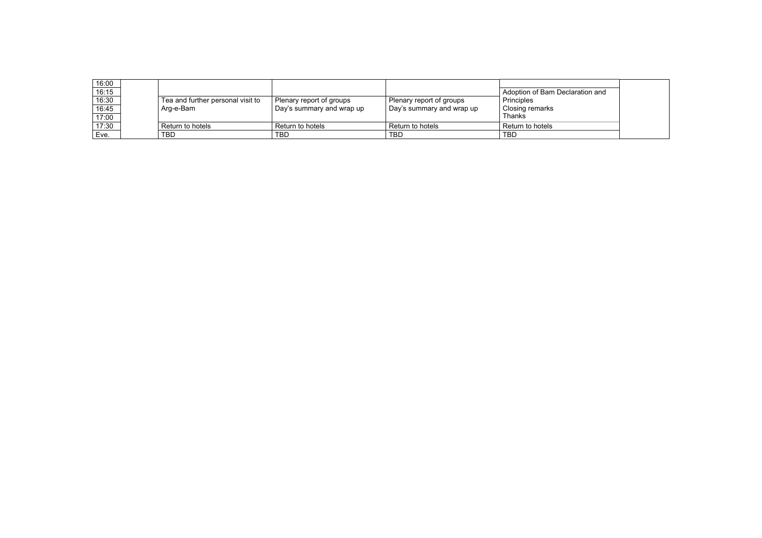| | | | | | | |
|---|---|---|---|---|---|---|
| 16:00 | | | | | | |
| 16:15 | | | | | Adoption of Bam Declaration and Principles<br>Closing remarks<br>Thanks | |
| 16:30 | | Tea and further personal visit to Arg-e-Bam | Plenary report of groups<br>Day's summary and wrap up | Plenary report of groups<br>Day's summary and wrap up | | |
| 16:45 | | | | | | |
| 17:00 | | | | | | |
| 17:30 | | Return to hotels | Return to hotels | Return to hotels | Return to hotels | |
| Eve. | | TBD | TBD | TBD | TBD | |